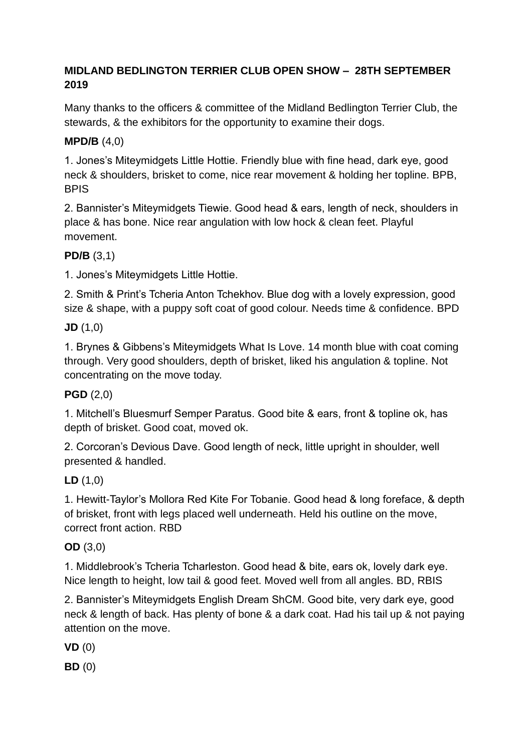**MIDLAND BEDLINGTON TERRIER CLUB OPEN SHOW – 28TH SEPTEMBER 2019**

Many thanks to the officers & committee of the Midland Bedlington Terrier Club, the stewards, & the exhibitors for the opportunity to examine their dogs.

**MPD/B** (4,0)

1. Jones's Miteymidgets Little Hottie. Friendly blue with fine head, dark eye, good neck & shoulders, brisket to come, nice rear movement & holding her topline. BPB, BPIS

2. Bannister's Miteymidgets Tiewie. Good head & ears, length of neck, shoulders in place & has bone. Nice rear angulation with low hock & clean feet. Playful movement.

**PD/B** (3,1)

1. Jones's Miteymidgets Little Hottie.

2. Smith & Print's Tcheria Anton Tchekhov. Blue dog with a lovely expression, good size & shape, with a puppy soft coat of good colour. Needs time & confidence. BPD

**JD** (1,0)

1. Brynes & Gibbens's Miteymidgets What Is Love. 14 month blue with coat coming through. Very good shoulders, depth of brisket, liked his angulation & topline. Not concentrating on the move today.

**PGD** (2,0)

1. Mitchell's Bluesmurf Semper Paratus. Good bite & ears, front & topline ok, has depth of brisket. Good coat, moved ok.

2. Corcoran's Devious Dave. Good length of neck, little upright in shoulder, well presented & handled.

**LD** (1,0)

1. Hewitt-Taylor's Mollora Red Kite For Tobanie. Good head & long foreface, & depth of brisket, front with legs placed well underneath. Held his outline on the move, correct front action. RBD

**OD** (3,0)

1. Middlebrook's Tcheria Tcharleston. Good head & bite, ears ok, lovely dark eye. Nice length to height, low tail & good feet. Moved well from all angles. BD, RBIS

2. Bannister's Miteymidgets English Dream ShCM. Good bite, very dark eye, good neck & length of back. Has plenty of bone & a dark coat. Had his tail up & not paying attention on the move.

**VD** (0)

**BD** (0)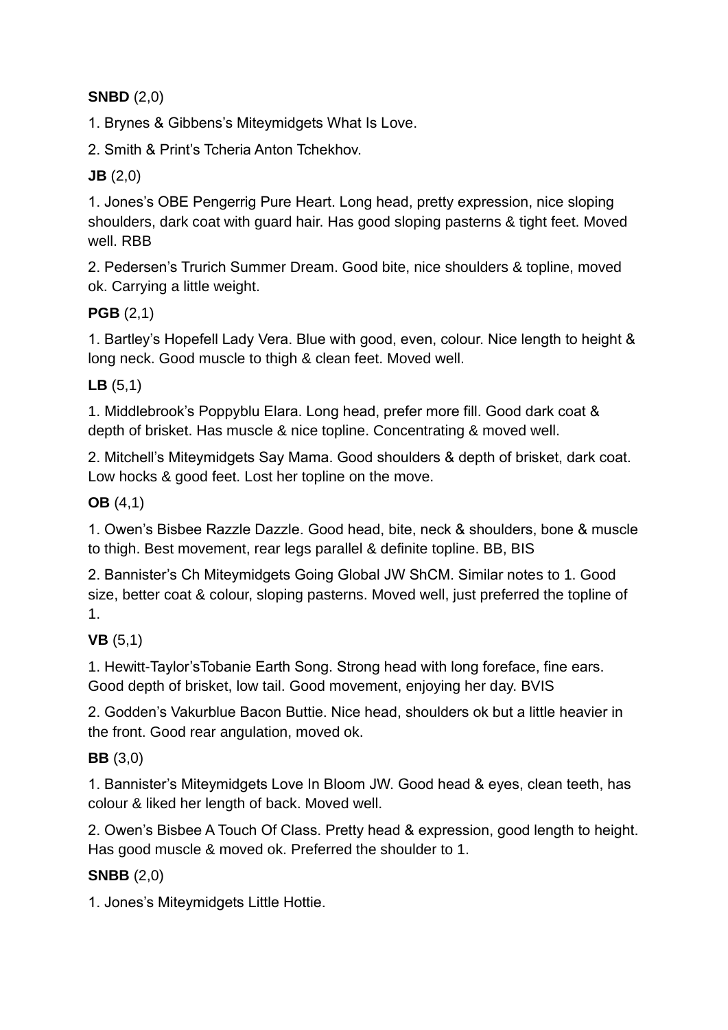**SNBD** (2,0)

1. Brynes & Gibbens's Miteymidgets What Is Love.

2. Smith & Print's Tcheria Anton Tchekhov.

**JB** (2,0)

1. Jones's OBE Pengerrig Pure Heart. Long head, pretty expression, nice sloping shoulders, dark coat with guard hair. Has good sloping pasterns & tight feet. Moved well. RBB

2. Pedersen's Trurich Summer Dream. Good bite, nice shoulders & topline, moved ok. Carrying a little weight.

**PGB** (2,1)

1. Bartley's Hopefell Lady Vera. Blue with good, even, colour. Nice length to height & long neck. Good muscle to thigh & clean feet. Moved well.

**LB** (5,1)

1. Middlebrook's Poppyblu Elara. Long head, prefer more fill. Good dark coat & depth of brisket. Has muscle & nice topline. Concentrating & moved well.

2. Mitchell's Miteymidgets Say Mama. Good shoulders & depth of brisket, dark coat. Low hocks & good feet. Lost her topline on the move.

**OB** (4,1)

1. Owen's Bisbee Razzle Dazzle. Good head, bite, neck & shoulders, bone & muscle to thigh. Best movement, rear legs parallel & definite topline. BB, BIS

2. Bannister's Ch Miteymidgets Going Global JW ShCM. Similar notes to 1. Good size, better coat & colour, sloping pasterns. Moved well, just preferred the topline of 1.

**VB** (5,1)

1. Hewitt-Taylor'sTobanie Earth Song. Strong head with long foreface, fine ears. Good depth of brisket, low tail. Good movement, enjoying her day. BVIS

2. Godden's Vakurblue Bacon Buttie. Nice head, shoulders ok but a little heavier in the front. Good rear angulation, moved ok.

**BB** (3,0)

1. Bannister's Miteymidgets Love In Bloom JW. Good head & eyes, clean teeth, has colour & liked her length of back. Moved well.

2. Owen's Bisbee A Touch Of Class. Pretty head & expression, good length to height. Has good muscle & moved ok. Preferred the shoulder to 1.

**SNBB** (2,0)

1. Jones's Miteymidgets Little Hottie.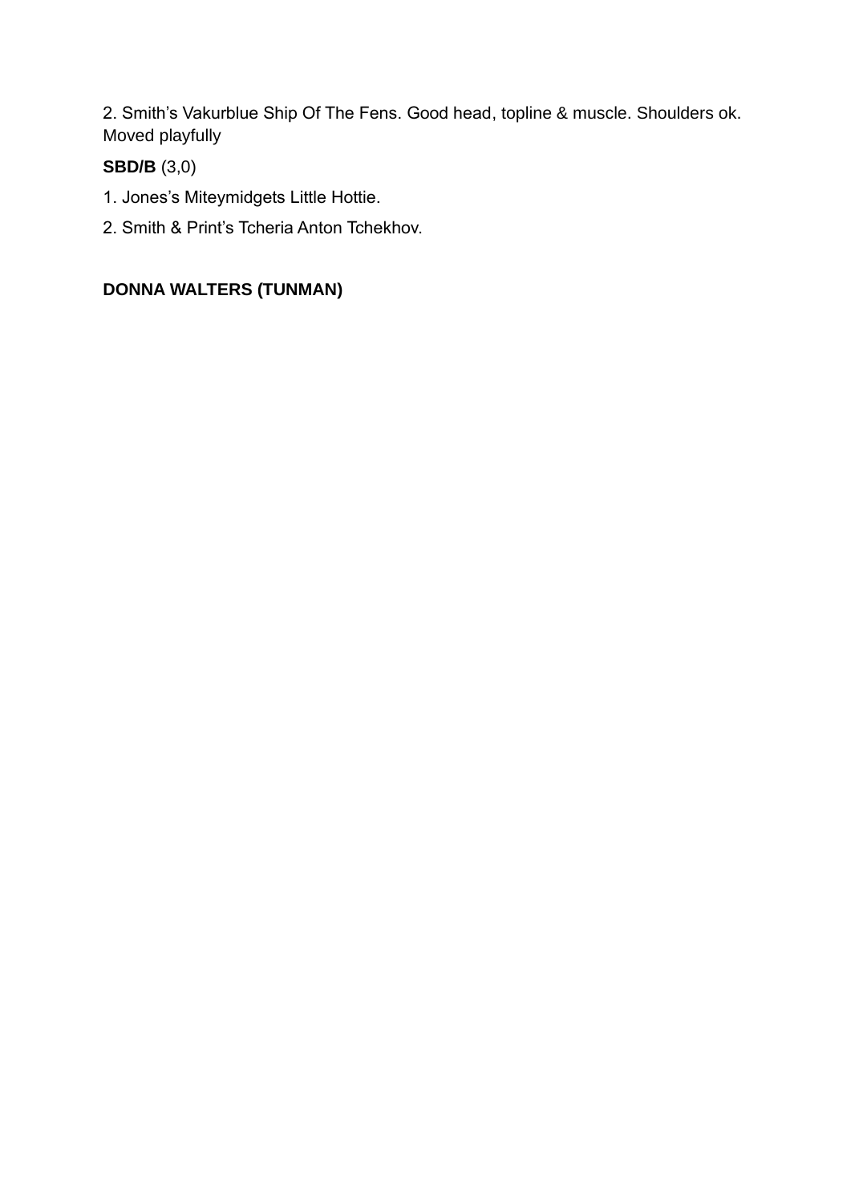2. Smith's Vakurblue Ship Of The Fens. Good head, topline & muscle. Shoulders ok. Moved playfully

**SBD/B** (3,0)

1. Jones's Miteymidgets Little Hottie.

2. Smith & Print's Tcheria Anton Tchekhov.

**DONNA WALTERS (TUNMAN)**